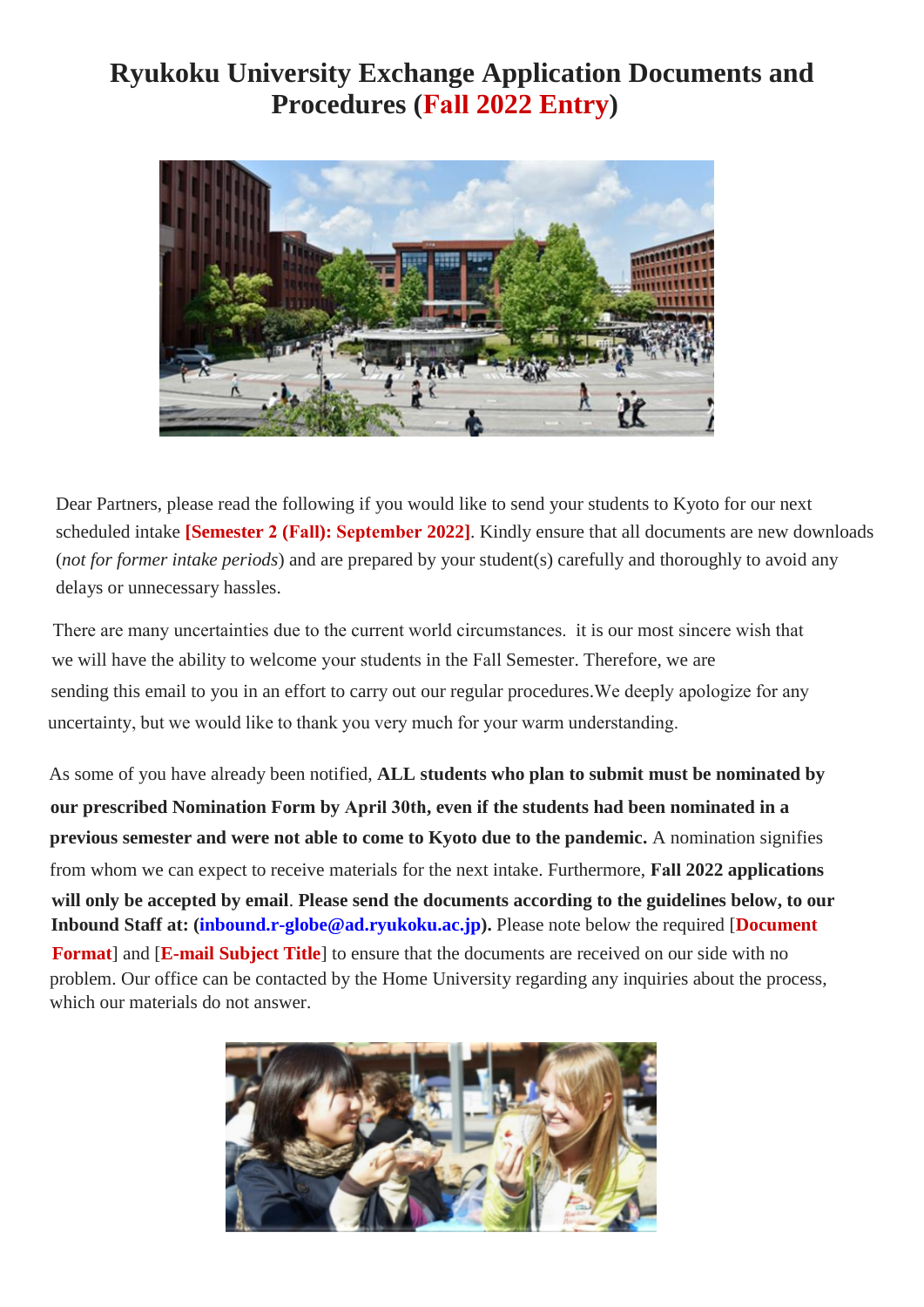# Ryukoku University Exchange Application Documents and Procedures (Fall 2022 Entry)

Dear Partners, please read the following if you would like to send your students to Kyoto for our next scheduled intake **[Semester 2 (Fall): September 2022]**. Kindly ensure that all documents are new downloads (*not for former intake periods*) and are prepared by your student(s) carefully and thoroughly to avoid any delays or unnecessary hassles.

There are many uncertainties due to the current world circumstances. it is our most sincere wish that we will have the ability to welcome your students in the Fall Semester. Therefore, we are sending this email to you in an effort to carry out our regular procedures.We deeply apologize for any uncertainty, but we would like to thank you very much for your warm understanding.

As some of you have already been notified, **ALL students who plan to submit must be nominated by our prescribed Nomination Form by April 30th, even if the students had been nominated in a previous semester and were not able to come to Kyoto due to the pandemic.** A nomination signifies from whom we can expect to receive materials for the next intake. Furthermore, **Fall 2022 applications will only be accepted by email**. **Please send the documents according to the guidelines below, to our Inbound Staff at: (inbound.r-globe@ad.ryukoku.ac.jp).** Please note below the required [**Document Format**] and [**E-mail Subject Title**] to ensure that the documents are received on our side with no problem. Our office can be contacted by the Home University regarding any inquiries about the process, which our materials do not answer.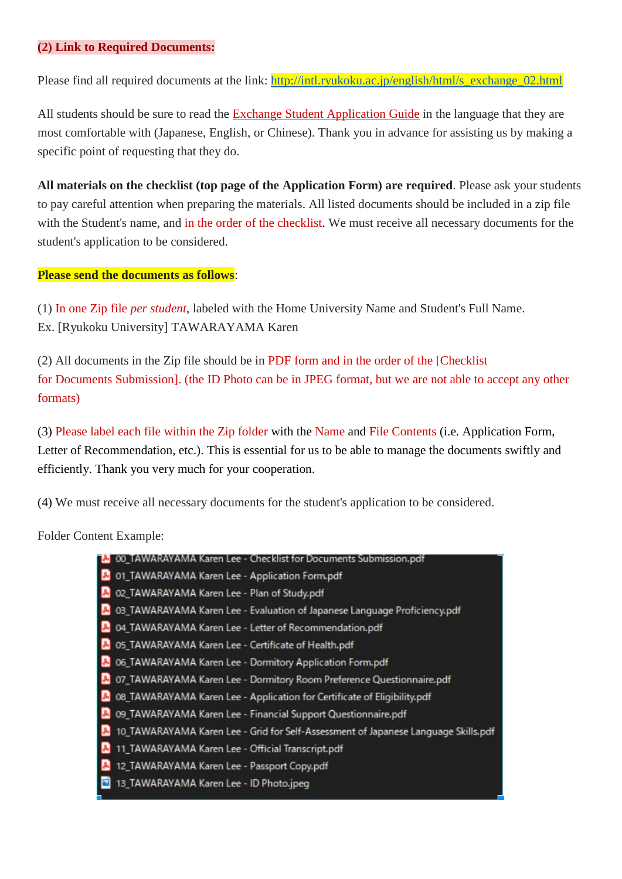**(2) Link to Required Documents:**

Please find all required documents at the link: http://intl.ryukoku.ac.jp/english/html/s_exchange_02.html

All students should be sure to read the Exchange Student Application Guide in the language that they are most comfortable with (Japanese, English, or Chinese). Thank you in advance for assisting us by making a specific point of requesting that they do.

**All materials on the checklist (top page of the Application Form) are required**. Please ask your students to pay careful attention when preparing the materials. All listed documents should be included in a zip file with the Student's name, and in the order of the checklist. We must receive all necessary documents for the student's application to be considered.

**Please send the documents as follows**:

(1) In one Zip file *per student*, labeled with the Home University Name and Student's Full Name.
Ex. [Ryukoku University] TAWARAYAMA Karen

(2) All documents in the Zip file should be in PDF form and in the order of the [Checklist for Documents Submission]. (the ID Photo can be in JPEG format, but we are not able to accept any other formats)

(3) Please label each file within the Zip folder with the Name and File Contents (i.e. Application Form, Letter of Recommendation, etc.). This is essential for us to be able to manage the documents swiftly and efficiently. Thank you very much for your cooperation.

(4) We must receive all necessary documents for the student's application to be considered.

Folder Content Example:

- 00_TAWARAYAMA Karen Lee - Checklist for Documents Submission.pdf
- 01_TAWARAYAMA Karen Lee - Application Form.pdf
- 02_TAWARAYAMA Karen Lee - Plan of Study.pdf
- 03_TAWARAYAMA Karen Lee - Evaluation of Japanese Language Proficiency.pdf
- 04_TAWARAYAMA Karen Lee - Letter of Recommendation.pdf
- 05_TAWARAYAMA Karen Lee - Certificate of Health.pdf
- 06_TAWARAYAMA Karen Lee - Dormitory Application Form.pdf
- 07_TAWARAYAMA Karen Lee - Dormitory Room Preference Questionnaire.pdf
- 08_TAWARAYAMA Karen Lee - Application for Certificate of Eligibility.pdf
- 09_TAWARAYAMA Karen Lee - Financial Support Questionnaire.pdf
- 10_TAWARAYAMA Karen Lee - Grid for Self-Assessment of Japanese Language Skills.pdf
- 11_TAWARAYAMA Karen Lee - Official Transcript.pdf
- 12_TAWARAYAMA Karen Lee - Passport Copy.pdf
- 13_TAWARAYAMA Karen Lee - ID Photo.jpeg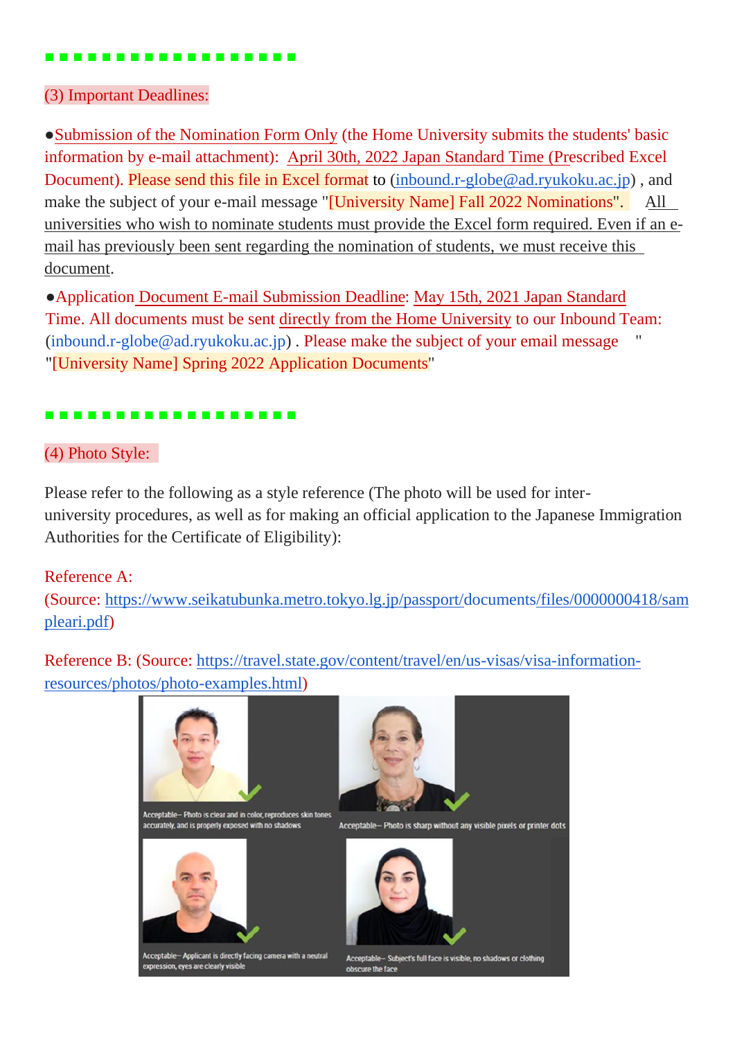■■■■■■■■■■■■■■■■■■

(3) Important Deadlines:

●Submission of the Nomination Form Only (the Home University submits the students' basic information by e-mail attachment): April 30th, 2022 Japan Standard Time (Prescribed Excel Document). Please send this file in Excel format to (inbound.r-globe@ad.ryukoku.ac.jp) , and make the subject of your e-mail message "[University Name] Fall 2022 Nominations". All universities who wish to nominate students must provide the Excel form required. Even if an e-mail has previously been sent regarding the nomination of students, we must receive this document.

●Application Document E-mail Submission Deadline: May 15th, 2021 Japan Standard Time. All documents must be sent directly from the Home University to our Inbound Team: (inbound.r-globe@ad.ryukoku.ac.jp) . Please make the subject of your email message " "[University Name] Spring 2022 Application Documents"

■■■■■■■■■■■■■■■■■■

(4) Photo Style:

Please refer to the following as a style reference (The photo will be used for inter-university procedures, as well as for making an official application to the Japanese Immigration Authorities for the Certificate of Eligibility):

Reference A:
(Source: https://www.seikatubunka.metro.tokyo.lg.jp/passport/documents/files/0000000418/sampleari.pdf)

Reference B: (Source: https://travel.state.gov/content/travel/en/us-visas/visa-information-resources/photos/photo-examples.html)

Acceptable– Photo is clear and in color, reproduces skin tones accurately, and is properly exposed with no shadows

Acceptable– Photo is sharp without any visible pixels or printer dots

Acceptable– Applicant is directly facing camera with a neutral expression, eyes are clearly visible

Acceptable– Subject's full face is visible, no shadows or clothing obscure the face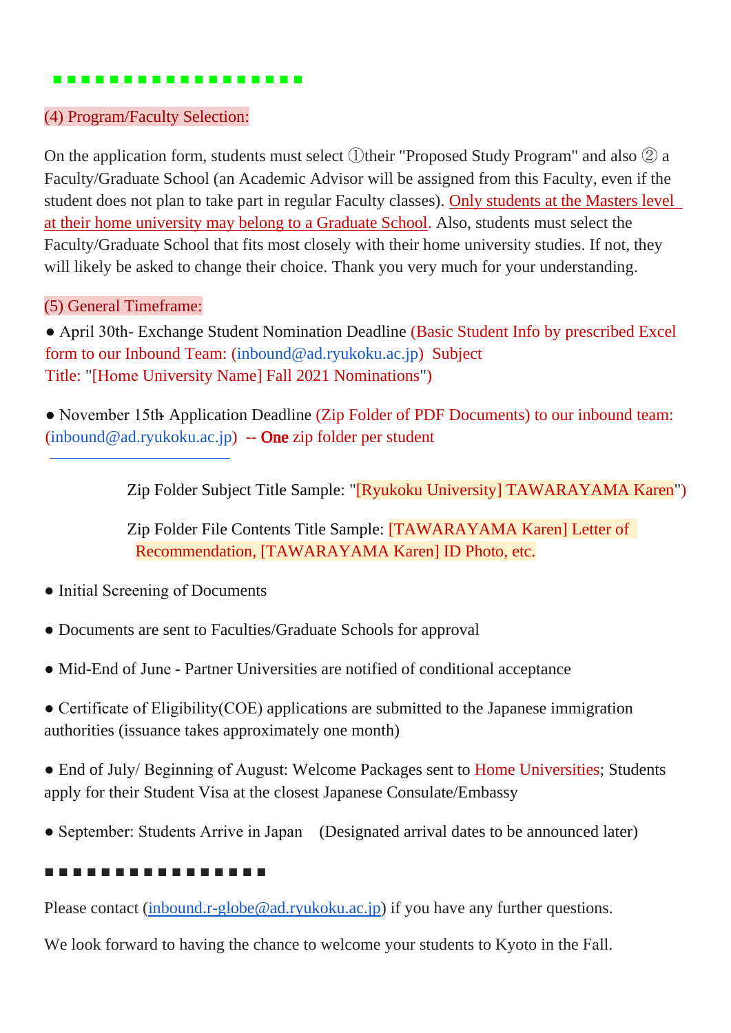■■■■■■■■■■■■■■■■■■

(4) Program/Faculty Selection:

On the application form, students must select ①their "Proposed Study Program" and also ② a Faculty/Graduate School (an Academic Advisor will be assigned from this Faculty, even if the student does not plan to take part in regular Faculty classes). Only students at the Masters level at their home university may belong to a Graduate School. Also, students must select the Faculty/Graduate School that fits most closely with their home university studies. If not, they will likely be asked to change their choice. Thank you very much for your understanding.

(5) General Timeframe:

● April 30th- Exchange Student Nomination Deadline (Basic Student Info by prescribed Excel form to our Inbound Team: (inbound@ad.ryukoku.ac.jp) Subject Title: "[Home University Name] Fall 2021 Nominations")

● November 15th- Application Deadline (Zip Folder of PDF Documents) to our inbound team: (inbound@ad.ryukoku.ac.jp) -- **One** zip folder per student

Zip Folder Subject Title Sample: "[Ryukoku University] TAWARAYAMA Karen")

Zip Folder File Contents Title Sample: [TAWARAYAMA Karen] Letter of Recommendation, [TAWARAYAMA Karen] ID Photo, etc.

● Initial Screening of Documents

● Documents are sent to Faculties/Graduate Schools for approval

● Mid-End of June - Partner Universities are notified of conditional acceptance

● Certificate of Eligibility(COE) applications are submitted to the Japanese immigration authorities (issuance takes approximately one month)

● End of July/ Beginning of August: Welcome Packages sent to Home Universities; Students apply for their Student Visa at the closest Japanese Consulate/Embassy

● September: Students Arrive in Japan (Designated arrival dates to be announced later)

■■■■■■■■■■■■■■■■

Please contact (inbound.r-globe@ad.ryukoku.ac.jp) if you have any further questions.

We look forward to having the chance to welcome your students to Kyoto in the Fall.